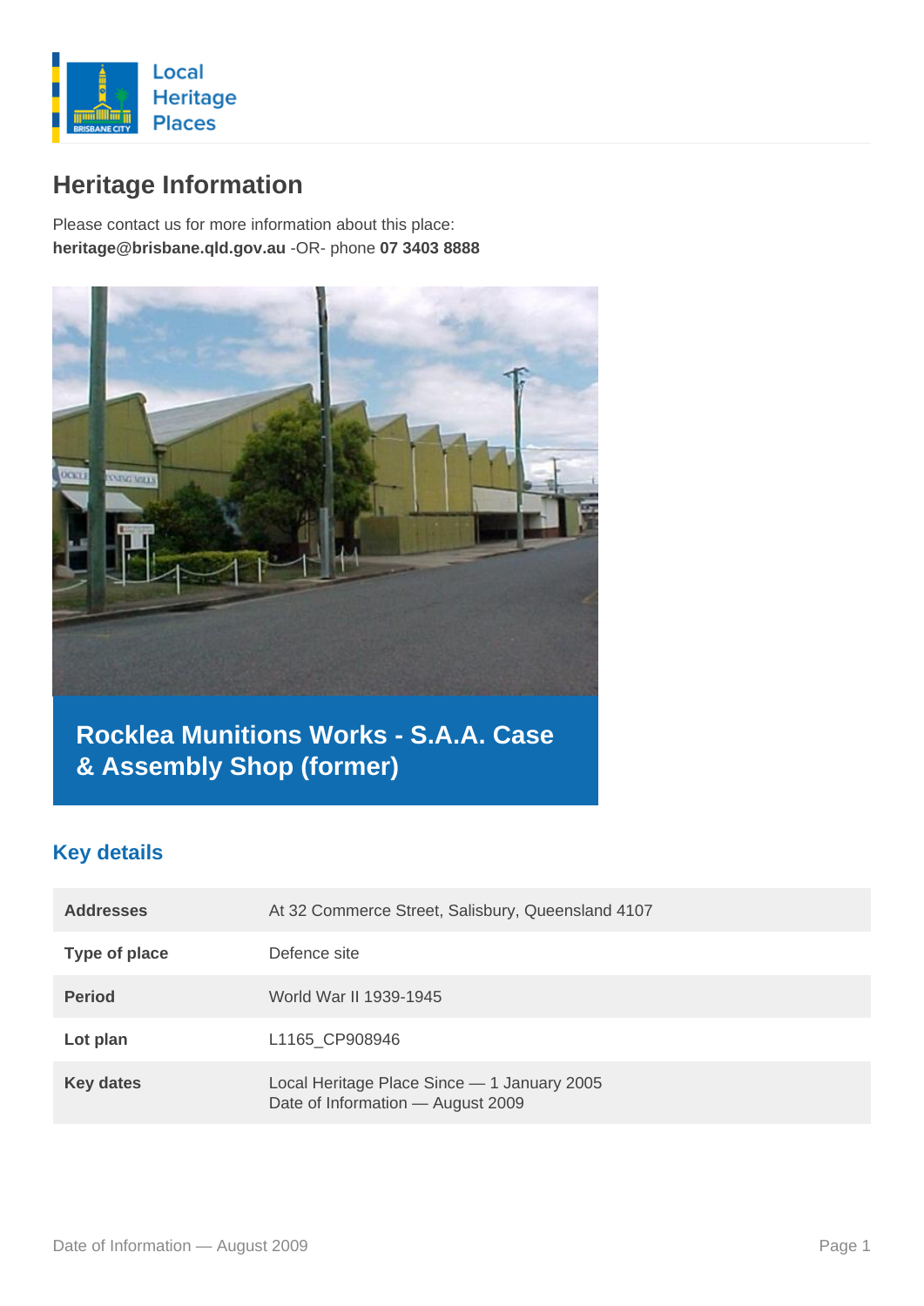Local Heritage Places

# Heritage Information

Please contact us for more information about this place:
**heritage@brisbane.qld.gov.au** -OR- phone **07 3403 8888**

## Rocklea Munitions Works - S.A.A. Case & Assembly Shop (former)

### Key details

| | |
|---|---|
| **Addresses** | At 32 Commerce Street, Salisbury, Queensland 4107 |
| **Type of place** | Defence site |
| **Period** | World War II 1939-1945 |
| **Lot plan** | L1165_CP908946 |
| **Key dates** | Local Heritage Place Since — 1 January 2005<br>Date of Information — August 2009 |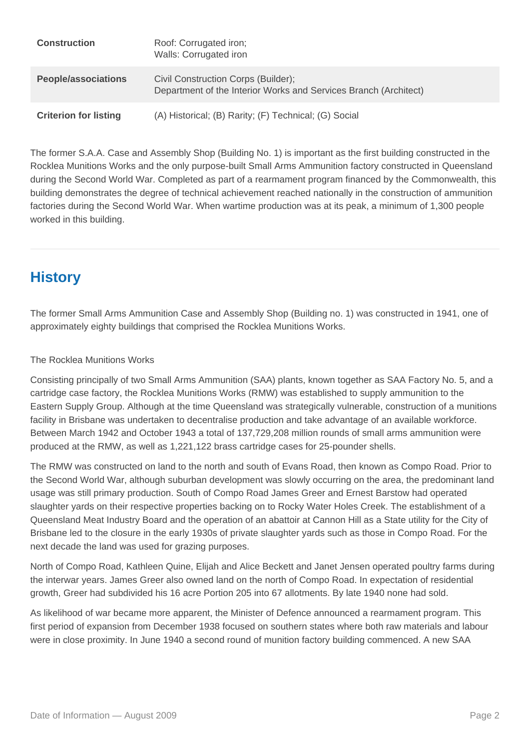| | |
|---|---|
| **Construction** | Roof: Corrugated iron;<br>Walls: Corrugated iron |
| **People/associations** | Civil Construction Corps (Builder);<br>Department of the Interior Works and Services Branch (Architect) |
| **Criterion for listing** | (A) Historical; (B) Rarity; (F) Technical; (G) Social |

The former S.A.A. Case and Assembly Shop (Building No. 1) is important as the first building constructed in the Rocklea Munitions Works and the only purpose-built Small Arms Ammunition factory constructed in Queensland during the Second World War. Completed as part of a rearmament program financed by the Commonwealth, this building demonstrates the degree of technical achievement reached nationally in the construction of ammunition factories during the Second World War. When wartime production was at its peak, a minimum of 1,300 people worked in this building.

## History

The former Small Arms Ammunition Case and Assembly Shop (Building no. 1) was constructed in 1941, one of approximately eighty buildings that comprised the Rocklea Munitions Works.

The Rocklea Munitions Works

Consisting principally of two Small Arms Ammunition (SAA) plants, known together as SAA Factory No. 5, and a cartridge case factory, the Rocklea Munitions Works (RMW) was established to supply ammunition to the Eastern Supply Group. Although at the time Queensland was strategically vulnerable, construction of a munitions facility in Brisbane was undertaken to decentralise production and take advantage of an available workforce. Between March 1942 and October 1943 a total of 137,729,208 million rounds of small arms ammunition were produced at the RMW, as well as 1,221,122 brass cartridge cases for 25-pounder shells.

The RMW was constructed on land to the north and south of Evans Road, then known as Compo Road. Prior to the Second World War, although suburban development was slowly occurring on the area, the predominant land usage was still primary production. South of Compo Road James Greer and Ernest Barstow had operated slaughter yards on their respective properties backing on to Rocky Water Holes Creek. The establishment of a Queensland Meat Industry Board and the operation of an abattoir at Cannon Hill as a State utility for the City of Brisbane led to the closure in the early 1930s of private slaughter yards such as those in Compo Road. For the next decade the land was used for grazing purposes.

North of Compo Road, Kathleen Quine, Elijah and Alice Beckett and Janet Jensen operated poultry farms during the interwar years. James Greer also owned land on the north of Compo Road. In expectation of residential growth, Greer had subdivided his 16 acre Portion 205 into 67 allotments. By late 1940 none had sold.

As likelihood of war became more apparent, the Minister of Defence announced a rearmament program. This first period of expansion from December 1938 focused on southern states where both raw materials and labour were in close proximity. In June 1940 a second round of munition factory building commenced. A new SAA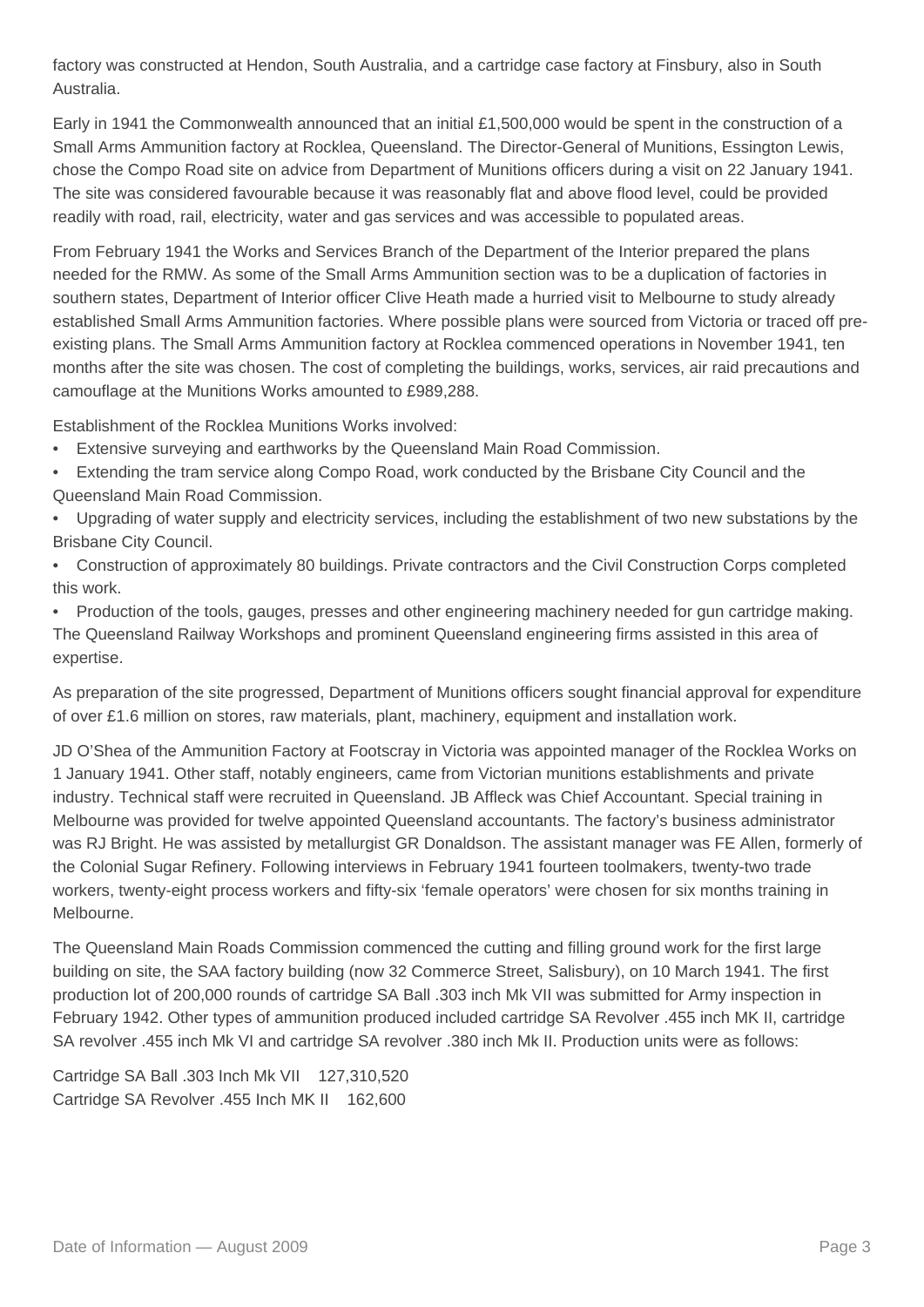factory was constructed at Hendon, South Australia, and a cartridge case factory at Finsbury, also in South Australia.

Early in 1941 the Commonwealth announced that an initial £1,500,000 would be spent in the construction of a Small Arms Ammunition factory at Rocklea, Queensland. The Director-General of Munitions, Essington Lewis, chose the Compo Road site on advice from Department of Munitions officers during a visit on 22 January 1941. The site was considered favourable because it was reasonably flat and above flood level, could be provided readily with road, rail, electricity, water and gas services and was accessible to populated areas.

From February 1941 the Works and Services Branch of the Department of the Interior prepared the plans needed for the RMW. As some of the Small Arms Ammunition section was to be a duplication of factories in southern states, Department of Interior officer Clive Heath made a hurried visit to Melbourne to study already established Small Arms Ammunition factories. Where possible plans were sourced from Victoria or traced off pre-existing plans. The Small Arms Ammunition factory at Rocklea commenced operations in November 1941, ten months after the site was chosen. The cost of completing the buildings, works, services, air raid precautions and camouflage at the Munitions Works amounted to £989,288.

Establishment of the Rocklea Munitions Works involved:

- Extensive surveying and earthworks by the Queensland Main Road Commission.
- Extending the tram service along Compo Road, work conducted by the Brisbane City Council and the Queensland Main Road Commission.
- Upgrading of water supply and electricity services, including the establishment of two new substations by the Brisbane City Council.
- Construction of approximately 80 buildings. Private contractors and the Civil Construction Corps completed this work.
- Production of the tools, gauges, presses and other engineering machinery needed for gun cartridge making. The Queensland Railway Workshops and prominent Queensland engineering firms assisted in this area of expertise.

As preparation of the site progressed, Department of Munitions officers sought financial approval for expenditure of over £1.6 million on stores, raw materials, plant, machinery, equipment and installation work.

JD O'Shea of the Ammunition Factory at Footscray in Victoria was appointed manager of the Rocklea Works on 1 January 1941. Other staff, notably engineers, came from Victorian munitions establishments and private industry. Technical staff were recruited in Queensland. JB Affleck was Chief Accountant. Special training in Melbourne was provided for twelve appointed Queensland accountants. The factory's business administrator was RJ Bright. He was assisted by metallurgist GR Donaldson. The assistant manager was FE Allen, formerly of the Colonial Sugar Refinery. Following interviews in February 1941 fourteen toolmakers, twenty-two trade workers, twenty-eight process workers and fifty-six 'female operators' were chosen for six months training in Melbourne.

The Queensland Main Roads Commission commenced the cutting and filling ground work for the first large building on site, the SAA factory building (now 32 Commerce Street, Salisbury), on 10 March 1941. The first production lot of 200,000 rounds of cartridge SA Ball .303 inch Mk VII was submitted for Army inspection in February 1942. Other types of ammunition produced included cartridge SA Revolver .455 inch MK II, cartridge SA revolver .455 inch Mk VI and cartridge SA revolver .380 inch Mk II. Production units were as follows:

| | |
|---|---|
| Cartridge SA Ball .303 Inch Mk VII | 127,310,520 |
| Cartridge SA Revolver .455 Inch MK II | 162,600 |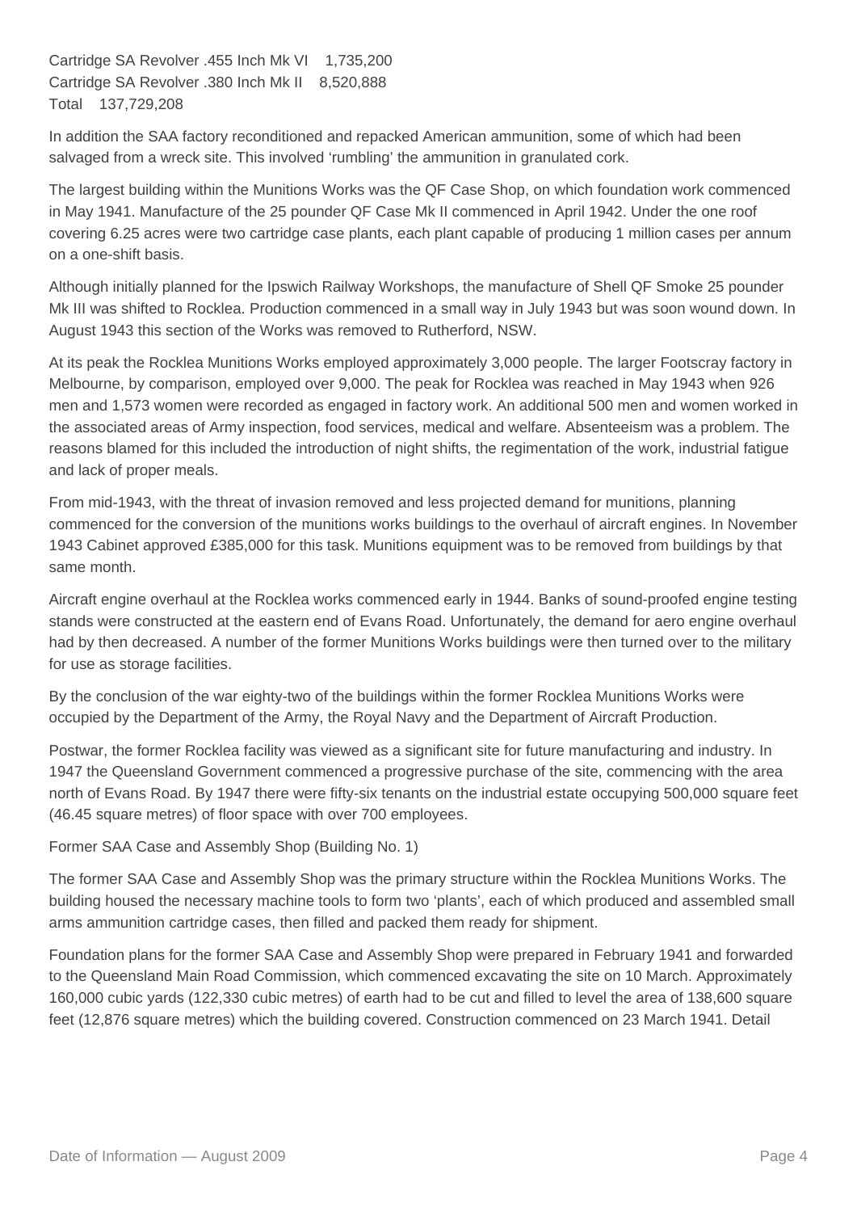Cartridge SA Revolver .455 Inch Mk VI 1,735,200
Cartridge SA Revolver .380 Inch Mk II 8,520,888
Total 137,729,208

In addition the SAA factory reconditioned and repacked American ammunition, some of which had been salvaged from a wreck site. This involved 'rumbling' the ammunition in granulated cork.

The largest building within the Munitions Works was the QF Case Shop, on which foundation work commenced in May 1941. Manufacture of the 25 pounder QF Case Mk II commenced in April 1942. Under the one roof covering 6.25 acres were two cartridge case plants, each plant capable of producing 1 million cases per annum on a one-shift basis.

Although initially planned for the Ipswich Railway Workshops, the manufacture of Shell QF Smoke 25 pounder Mk III was shifted to Rocklea. Production commenced in a small way in July 1943 but was soon wound down. In August 1943 this section of the Works was removed to Rutherford, NSW.

At its peak the Rocklea Munitions Works employed approximately 3,000 people. The larger Footscray factory in Melbourne, by comparison, employed over 9,000. The peak for Rocklea was reached in May 1943 when 926 men and 1,573 women were recorded as engaged in factory work. An additional 500 men and women worked in the associated areas of Army inspection, food services, medical and welfare. Absenteeism was a problem. The reasons blamed for this included the introduction of night shifts, the regimentation of the work, industrial fatigue and lack of proper meals.

From mid-1943, with the threat of invasion removed and less projected demand for munitions, planning commenced for the conversion of the munitions works buildings to the overhaul of aircraft engines. In November 1943 Cabinet approved £385,000 for this task. Munitions equipment was to be removed from buildings by that same month.

Aircraft engine overhaul at the Rocklea works commenced early in 1944. Banks of sound-proofed engine testing stands were constructed at the eastern end of Evans Road. Unfortunately, the demand for aero engine overhaul had by then decreased. A number of the former Munitions Works buildings were then turned over to the military for use as storage facilities.

By the conclusion of the war eighty-two of the buildings within the former Rocklea Munitions Works were occupied by the Department of the Army, the Royal Navy and the Department of Aircraft Production.

Postwar, the former Rocklea facility was viewed as a significant site for future manufacturing and industry. In 1947 the Queensland Government commenced a progressive purchase of the site, commencing with the area north of Evans Road. By 1947 there were fifty-six tenants on the industrial estate occupying 500,000 square feet (46.45 square metres) of floor space with over 700 employees.

Former SAA Case and Assembly Shop (Building No. 1)

The former SAA Case and Assembly Shop was the primary structure within the Rocklea Munitions Works. The building housed the necessary machine tools to form two 'plants', each of which produced and assembled small arms ammunition cartridge cases, then filled and packed them ready for shipment.

Foundation plans for the former SAA Case and Assembly Shop were prepared in February 1941 and forwarded to the Queensland Main Road Commission, which commenced excavating the site on 10 March. Approximately 160,000 cubic yards (122,330 cubic metres) of earth had to be cut and filled to level the area of 138,600 square feet (12,876 square metres) which the building covered. Construction commenced on 23 March 1941. Detail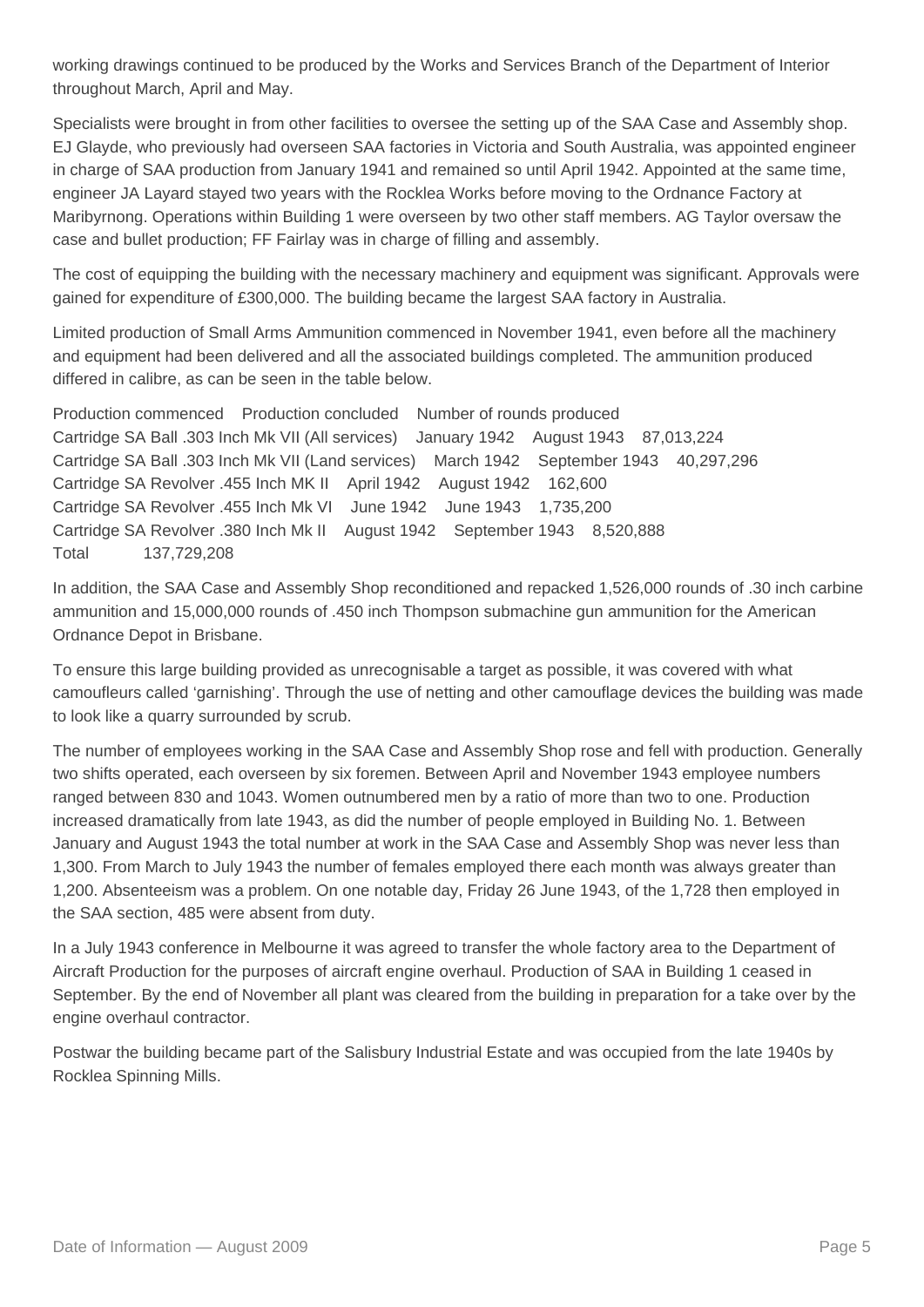working drawings continued to be produced by the Works and Services Branch of the Department of Interior throughout March, April and May.

Specialists were brought in from other facilities to oversee the setting up of the SAA Case and Assembly shop. EJ Glayde, who previously had overseen SAA factories in Victoria and South Australia, was appointed engineer in charge of SAA production from January 1941 and remained so until April 1942. Appointed at the same time, engineer JA Layard stayed two years with the Rocklea Works before moving to the Ordnance Factory at Maribyrnong. Operations within Building 1 were overseen by two other staff members. AG Taylor oversaw the case and bullet production; FF Fairlay was in charge of filling and assembly.

The cost of equipping the building with the necessary machinery and equipment was significant. Approvals were gained for expenditure of £300,000. The building became the largest SAA factory in Australia.

Limited production of Small Arms Ammunition commenced in November 1941, even before all the machinery and equipment had been delivered and all the associated buildings completed. The ammunition produced differed in calibre, as can be seen in the table below.

| | Production commenced | Production concluded | Number of rounds produced |
|---|---|---|---|
| Cartridge SA Ball .303 Inch Mk VII (All services) | January 1942 | August 1943 | 87,013,224 |
| Cartridge SA Ball .303 Inch Mk VII (Land services) | March 1942 | September 1943 | 40,297,296 |
| Cartridge SA Revolver .455 Inch MK II | April 1942 | August 1942 | 162,600 |
| Cartridge SA Revolver .455 Inch Mk VI | June 1942 | June 1943 | 1,735,200 |
| Cartridge SA Revolver .380 Inch Mk II | August 1942 | September 1943 | 8,520,888 |
| Total | | | 137,729,208 |

In addition, the SAA Case and Assembly Shop reconditioned and repacked 1,526,000 rounds of .30 inch carbine ammunition and 15,000,000 rounds of .450 inch Thompson submachine gun ammunition for the American Ordnance Depot in Brisbane.

To ensure this large building provided as unrecognisable a target as possible, it was covered with what camoufleurs called 'garnishing'. Through the use of netting and other camouflage devices the building was made to look like a quarry surrounded by scrub.

The number of employees working in the SAA Case and Assembly Shop rose and fell with production. Generally two shifts operated, each overseen by six foremen. Between April and November 1943 employee numbers ranged between 830 and 1043. Women outnumbered men by a ratio of more than two to one. Production increased dramatically from late 1943, as did the number of people employed in Building No. 1. Between January and August 1943 the total number at work in the SAA Case and Assembly Shop was never less than 1,300. From March to July 1943 the number of females employed there each month was always greater than 1,200. Absenteeism was a problem. On one notable day, Friday 26 June 1943, of the 1,728 then employed in the SAA section, 485 were absent from duty.

In a July 1943 conference in Melbourne it was agreed to transfer the whole factory area to the Department of Aircraft Production for the purposes of aircraft engine overhaul. Production of SAA in Building 1 ceased in September. By the end of November all plant was cleared from the building in preparation for a take over by the engine overhaul contractor.

Postwar the building became part of the Salisbury Industrial Estate and was occupied from the late 1940s by Rocklea Spinning Mills.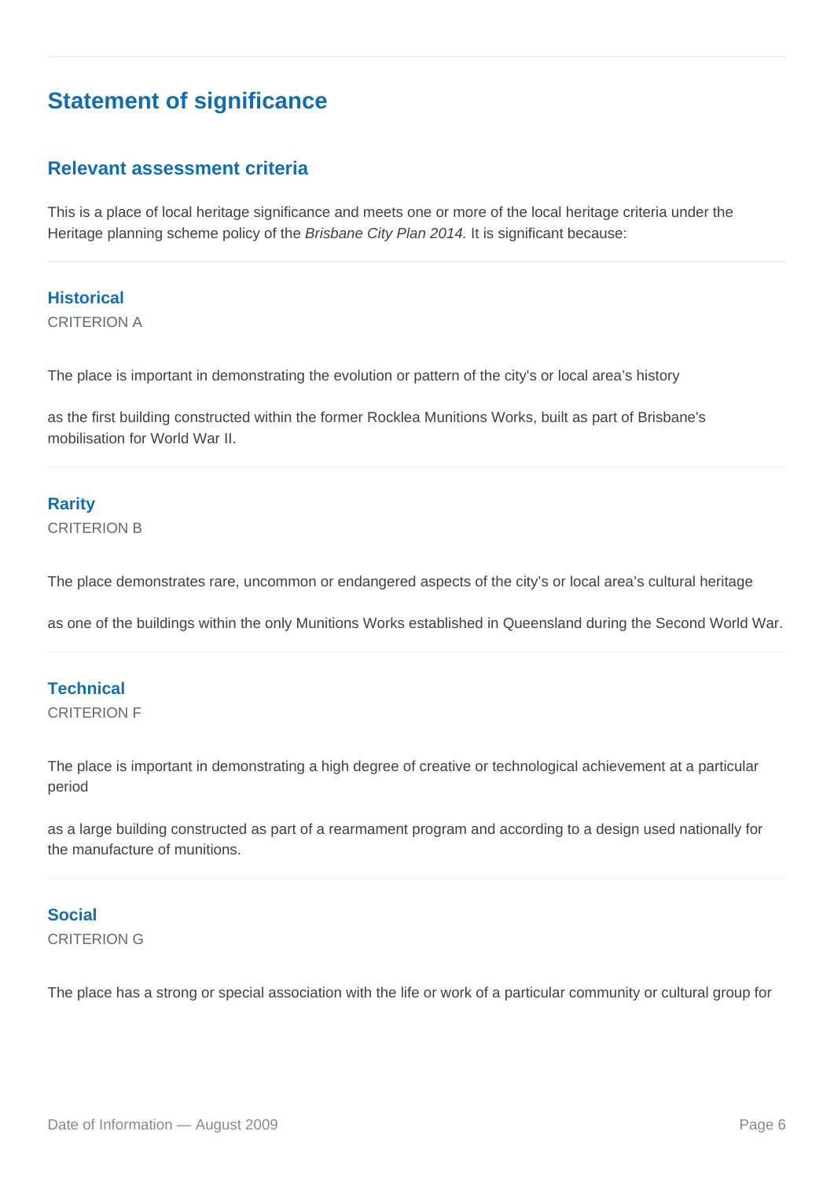## Statement of significance

### Relevant assessment criteria

This is a place of local heritage significance and meets one or more of the local heritage criteria under the Heritage planning scheme policy of the *Brisbane City Plan 2014.* It is significant because:

#### Historical

CRITERION A

The place is important in demonstrating the evolution or pattern of the city's or local area's history

as the first building constructed within the former Rocklea Munitions Works, built as part of Brisbane's mobilisation for World War II.

#### Rarity

CRITERION B

The place demonstrates rare, uncommon or endangered aspects of the city's or local area's cultural heritage

as one of the buildings within the only Munitions Works established in Queensland during the Second World War.

#### Technical

CRITERION F

The place is important in demonstrating a high degree of creative or technological achievement at a particular period

as a large building constructed as part of a rearmament program and according to a design used nationally for the manufacture of munitions.

#### Social

CRITERION G

The place has a strong or special association with the life or work of a particular community or cultural group for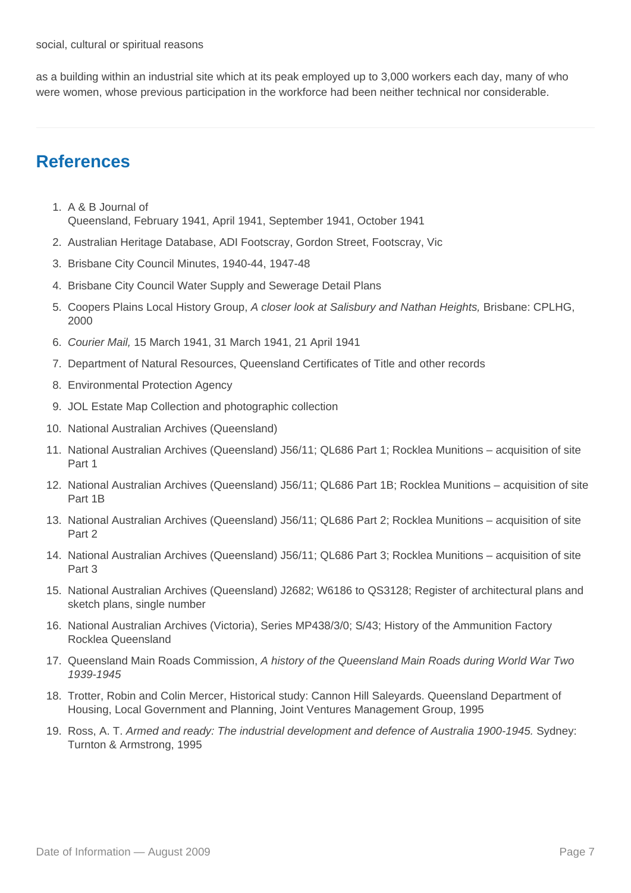social, cultural or spiritual reasons

as a building within an industrial site which at its peak employed up to 3,000 workers each day, many of who were women, whose previous participation in the workforce had been neither technical nor considerable.

## References

1. A & B Journal of Queensland, February 1941, April 1941, September 1941, October 1941
2. Australian Heritage Database, ADI Footscray, Gordon Street, Footscray, Vic
3. Brisbane City Council Minutes, 1940-44, 1947-48
4. Brisbane City Council Water Supply and Sewerage Detail Plans
5. Coopers Plains Local History Group, *A closer look at Salisbury and Nathan Heights,* Brisbane: CPLHG, 2000
6. *Courier Mail,* 15 March 1941, 31 March 1941, 21 April 1941
7. Department of Natural Resources, Queensland Certificates of Title and other records
8. Environmental Protection Agency
9. JOL Estate Map Collection and photographic collection
10. National Australian Archives (Queensland)
11. National Australian Archives (Queensland) J56/11; QL686 Part 1; Rocklea Munitions – acquisition of site Part 1
12. National Australian Archives (Queensland) J56/11; QL686 Part 1B; Rocklea Munitions – acquisition of site Part 1B
13. National Australian Archives (Queensland) J56/11; QL686 Part 2; Rocklea Munitions – acquisition of site Part 2
14. National Australian Archives (Queensland) J56/11; QL686 Part 3; Rocklea Munitions – acquisition of site Part 3
15. National Australian Archives (Queensland) J2682; W6186 to QS3128; Register of architectural plans and sketch plans, single number
16. National Australian Archives (Victoria), Series MP438/3/0; S/43; History of the Ammunition Factory Rocklea Queensland
17. Queensland Main Roads Commission, *A history of the Queensland Main Roads during World War Two 1939-1945*
18. Trotter, Robin and Colin Mercer, Historical study: Cannon Hill Saleyards. Queensland Department of Housing, Local Government and Planning, Joint Ventures Management Group, 1995
19. Ross, A. T. *Armed and ready: The industrial development and defence of Australia 1900-1945.* Sydney: Turnton & Armstrong, 1995

Date of Information — August 2009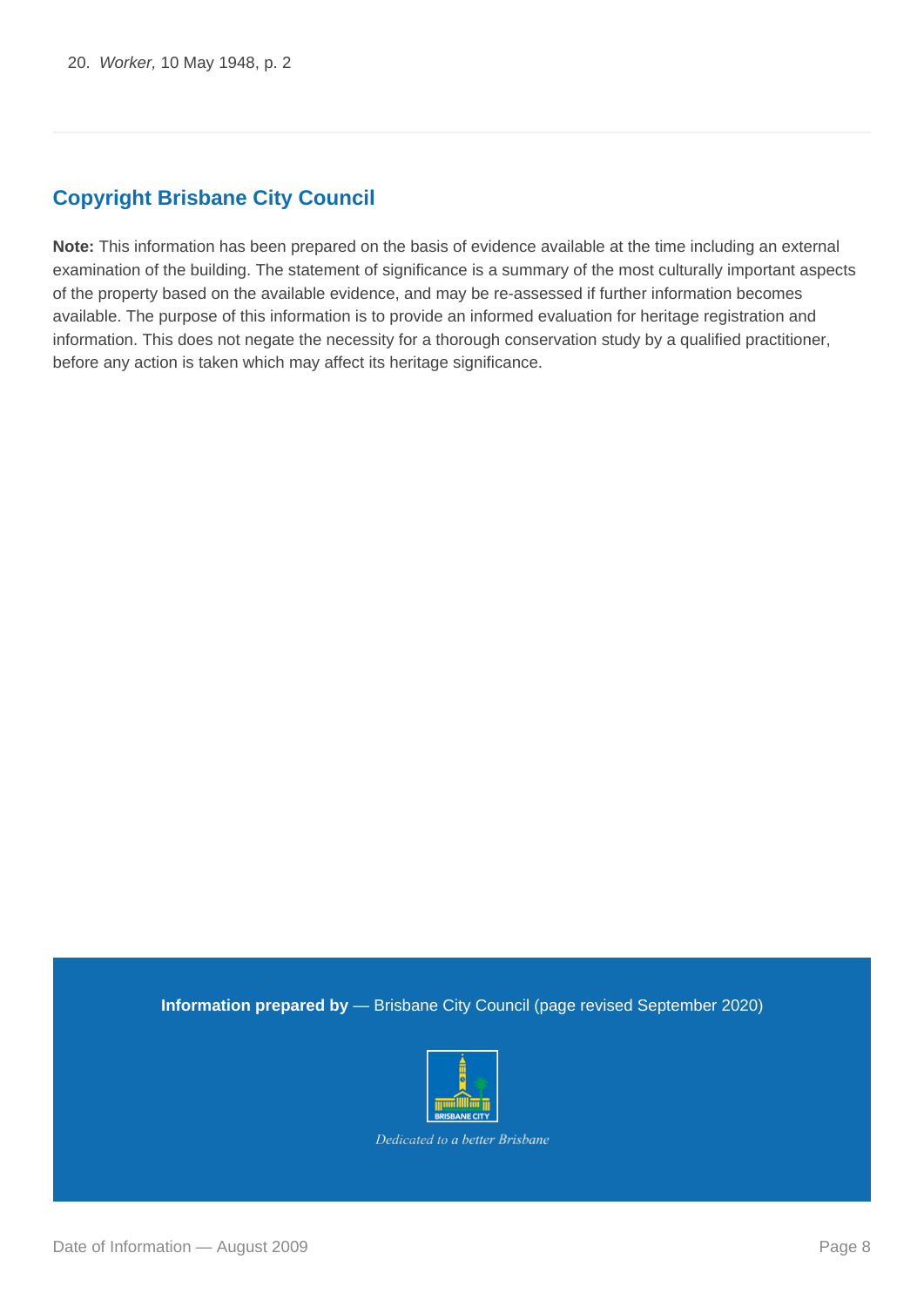20. *Worker,* 10 May 1948, p. 2

## Copyright Brisbane City Council

**Note:** This information has been prepared on the basis of evidence available at the time including an external examination of the building. The statement of significance is a summary of the most culturally important aspects of the property based on the available evidence, and may be re-assessed if further information becomes available. The purpose of this information is to provide an informed evaluation for heritage registration and information. This does not negate the necessity for a thorough conservation study by a qualified practitioner, before any action is taken which may affect its heritage significance.

**Information prepared by** — Brisbane City Council (page revised September 2020)

BRISBANE CITY

*Dedicated to a better Brisbane*

Date of Information — August 2009